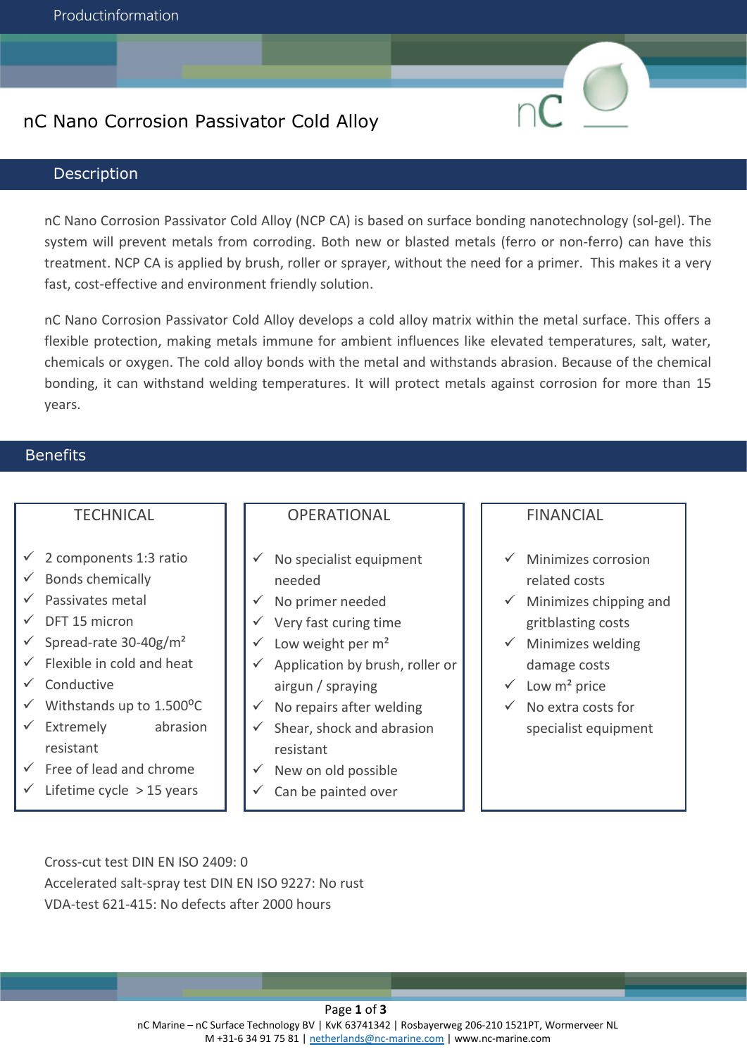# nC Nano Corrosion Passivator Cold Alloy

## Description

nC Nano Corrosion Passivator Cold Alloy (NCP CA) is based on surface bonding nanotechnology (sol-gel). The system will prevent metals from corroding. Both new or blasted metals (ferro or non-ferro) can have this treatment. NCP CA is applied by brush, roller or sprayer, without the need for a primer. This makes it a very fast, cost-effective and environment friendly solution.

nC Nano Corrosion Passivator Cold Alloy develops a cold alloy matrix within the metal surface. This offers a flexible protection, making metals immune for ambient influences like elevated temperatures, salt, water, chemicals or oxygen. The cold alloy bonds with the metal and withstands abrasion. Because of the chemical bonding, it can withstand welding temperatures. It will protect metals against corrosion for more than 15 years.

## Benefits

### TECHNICAL

- ✓ 2 components 1:3 ratio
- ✓ Bonds chemically
- ✓ Passivates metal
- ✓ DFT 15 micron
- ✓ Spread-rate 30-40g/m²
- ✓ Flexible in cold and heat
- ✓ Conductive
- ✓ Withstands up to 1.500⁰C
- ✓ Extremely abrasion resistant
- ✓ Free of lead and chrome
- ✓ Lifetime cycle > 15 years

### OPERATIONAL

- ✓ No specialist equipment needed
- ✓ No primer needed
- ✓ Very fast curing time
- ✓ Low weight per m²
- ✓ Application by brush, roller or airgun / spraying
- ✓ No repairs after welding
- ✓ Shear, shock and abrasion resistant
- ✓ New on old possible
- ✓ Can be painted over

### FINANCIAL

- ✓ Minimizes corrosion related costs
- ✓ Minimizes chipping and gritblasting costs
- ✓ Minimizes welding damage costs
- ✓ Low m² price
- ✓ No extra costs for specialist equipment

Cross-cut test DIN EN ISO 2409: 0
Accelerated salt-spray test DIN EN ISO 9227: No rust
VDA-test 621-415: No defects after 2000 hours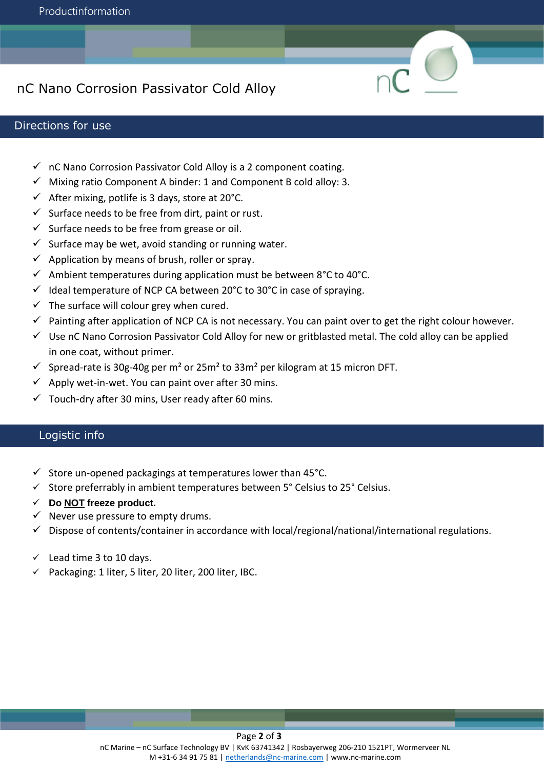# nC Nano Corrosion Passivator Cold Alloy

## Directions for use

- ✓ nC Nano Corrosion Passivator Cold Alloy is a 2 component coating.
- ✓ Mixing ratio Component A binder: 1 and Component B cold alloy: 3.
- ✓ After mixing, potlife is 3 days, store at 20°C.
- ✓ Surface needs to be free from dirt, paint or rust.
- ✓ Surface needs to be free from grease or oil.
- ✓ Surface may be wet, avoid standing or running water.
- ✓ Application by means of brush, roller or spray.
- ✓ Ambient temperatures during application must be between 8°C to 40°C.
- ✓ Ideal temperature of NCP CA between 20°C to 30°C in case of spraying.
- ✓ The surface will colour grey when cured.
- ✓ Painting after application of NCP CA is not necessary. You can paint over to get the right colour however.
- ✓ Use nC Nano Corrosion Passivator Cold Alloy for new or gritblasted metal. The cold alloy can be applied in one coat, without primer.
- ✓ Spread-rate is 30g-40g per m² or 25m² to 33m² per kilogram at 15 micron DFT.
- ✓ Apply wet-in-wet. You can paint over after 30 mins.
- ✓ Touch-dry after 30 mins, User ready after 60 mins.

## Logistic info

- ✓ Store un-opened packagings at temperatures lower than 45°C.
- ✓ Store preferrably in ambient temperatures between 5° Celsius to 25° Celsius.
- ✓ **Do <u>NOT</u> freeze product.**
- ✓ Never use pressure to empty drums.
- ✓ Dispose of contents/container in accordance with local/regional/national/international regulations.

- ✓ Lead time 3 to 10 days.
- ✓ Packaging: 1 liter, 5 liter, 20 liter, 200 liter, IBC.

nC Marine – nC Surface Technology BV | KvK 63741342 | Rosbayerweg 206-210 1521PT, Wormerveer NL
M +31-6 34 91 75 81 | netherlands@nc-marine.com | www.nc-marine.com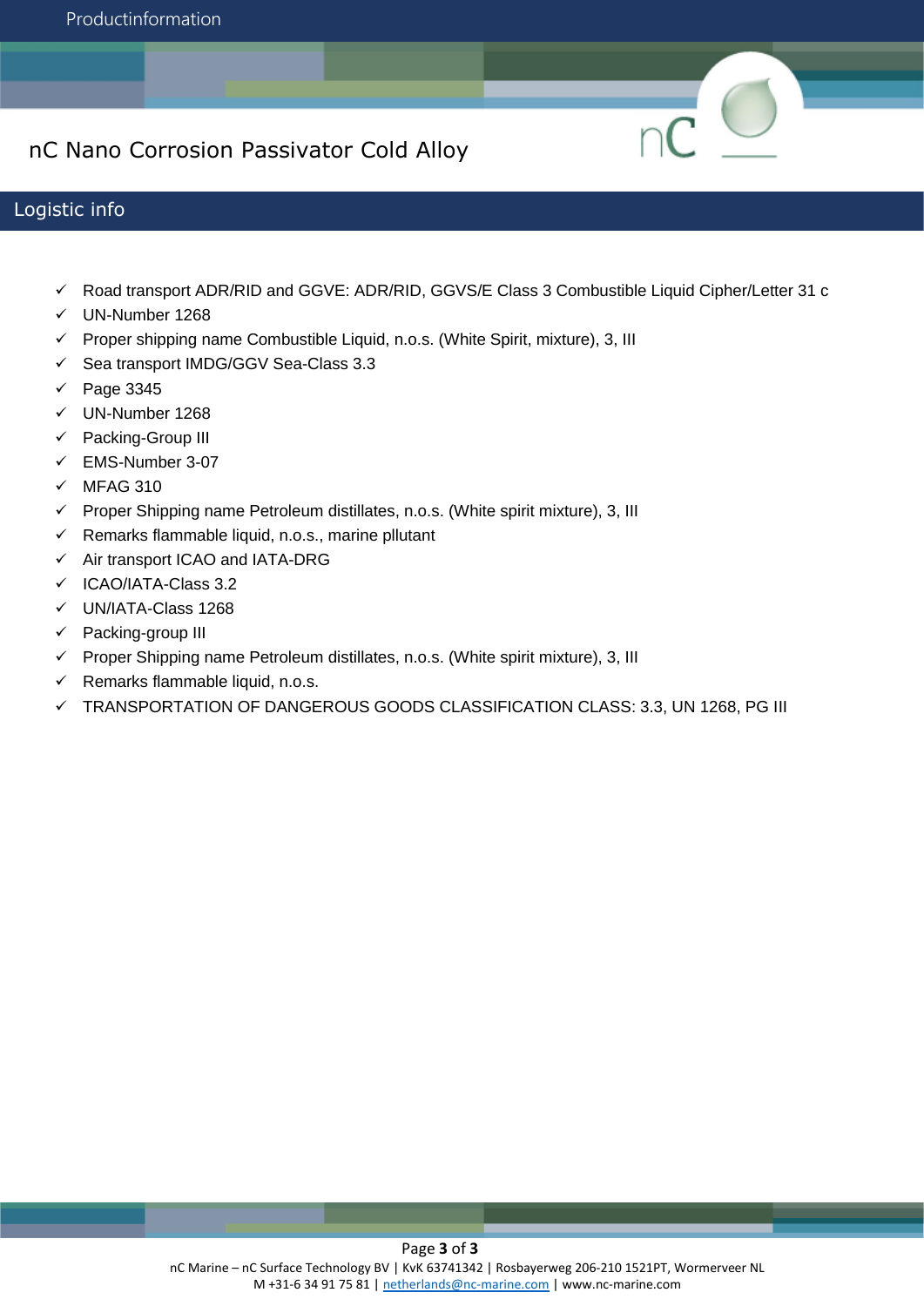# nC Nano Corrosion Passivator Cold Alloy

## Logistic info

- ✓ Road transport ADR/RID and GGVE: ADR/RID, GGVS/E Class 3 Combustible Liquid Cipher/Letter 31 c
- ✓ UN-Number 1268
- ✓ Proper shipping name Combustible Liquid, n.o.s. (White Spirit, mixture), 3, III
- ✓ Sea transport IMDG/GGV Sea-Class 3.3
- ✓ Page 3345
- ✓ UN-Number 1268
- ✓ Packing-Group III
- ✓ EMS-Number 3-07
- ✓ MFAG 310
- ✓ Proper Shipping name Petroleum distillates, n.o.s. (White spirit mixture), 3, III
- ✓ Remarks flammable liquid, n.o.s., marine pllutant
- ✓ Air transport ICAO and IATA-DRG
- ✓ ICAO/IATA-Class 3.2
- ✓ UN/IATA-Class 1268
- ✓ Packing-group III
- ✓ Proper Shipping name Petroleum distillates, n.o.s. (White spirit mixture), 3, III
- ✓ Remarks flammable liquid, n.o.s.
- ✓ TRANSPORTATION OF DANGEROUS GOODS CLASSIFICATION CLASS: 3.3, UN 1268, PG III

nC Marine – nC Surface Technology BV | KvK 63741342 | Rosbayerweg 206-210 1521PT, Wormerveer NL
M +31-6 34 91 75 81 | netherlands@nc-marine.com | www.nc-marine.com